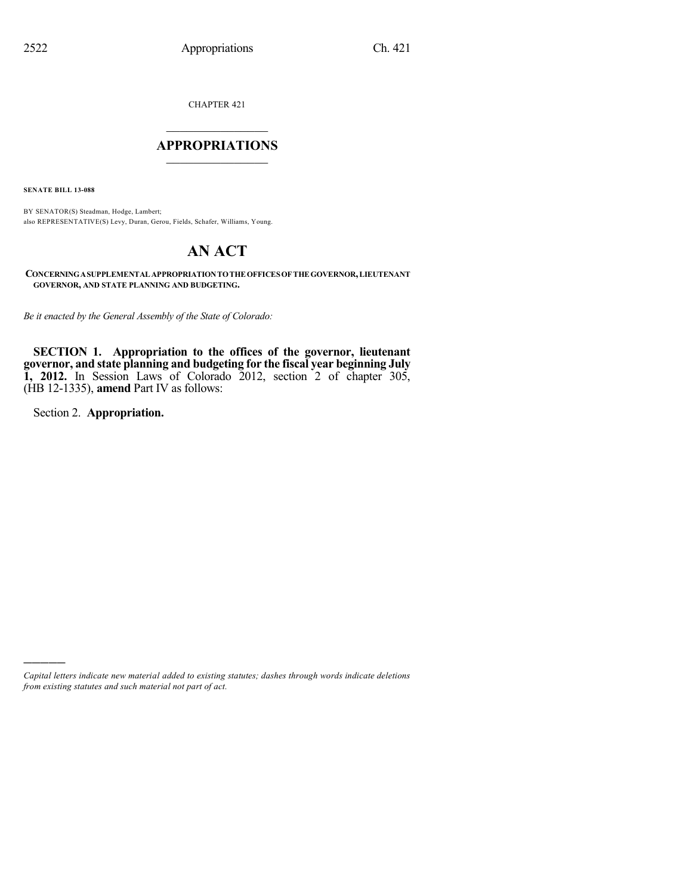CHAPTER 421

# APPROPRIATIONS

**SENATE BILL 13-088**

BY SENATOR(S) Steadman, Hodge, Lambert;
also REPRESENTATIVE(S) Levy, Duran, Gerou, Fields, Schafer, Williams, Young.

# AN ACT

**CONCERNING A SUPPLEMENTAL APPROPRIATION TO THE OFFICES OF THE GOVERNOR, LIEUTENANT GOVERNOR, AND STATE PLANNING AND BUDGETING.**

*Be it enacted by the General Assembly of the State of Colorado:*

**SECTION 1. Appropriation to the offices of the governor, lieutenant governor, and state planning and budgeting for the fiscal year beginning July 1, 2012.** In Session Laws of Colorado 2012, section 2 of chapter 305, (HB 12-1335), **amend** Part IV as follows:

Section 2. **Appropriation.**

---

*Capital letters indicate new material added to existing statutes; dashes through words indicate deletions from existing statutes and such material not part of act.*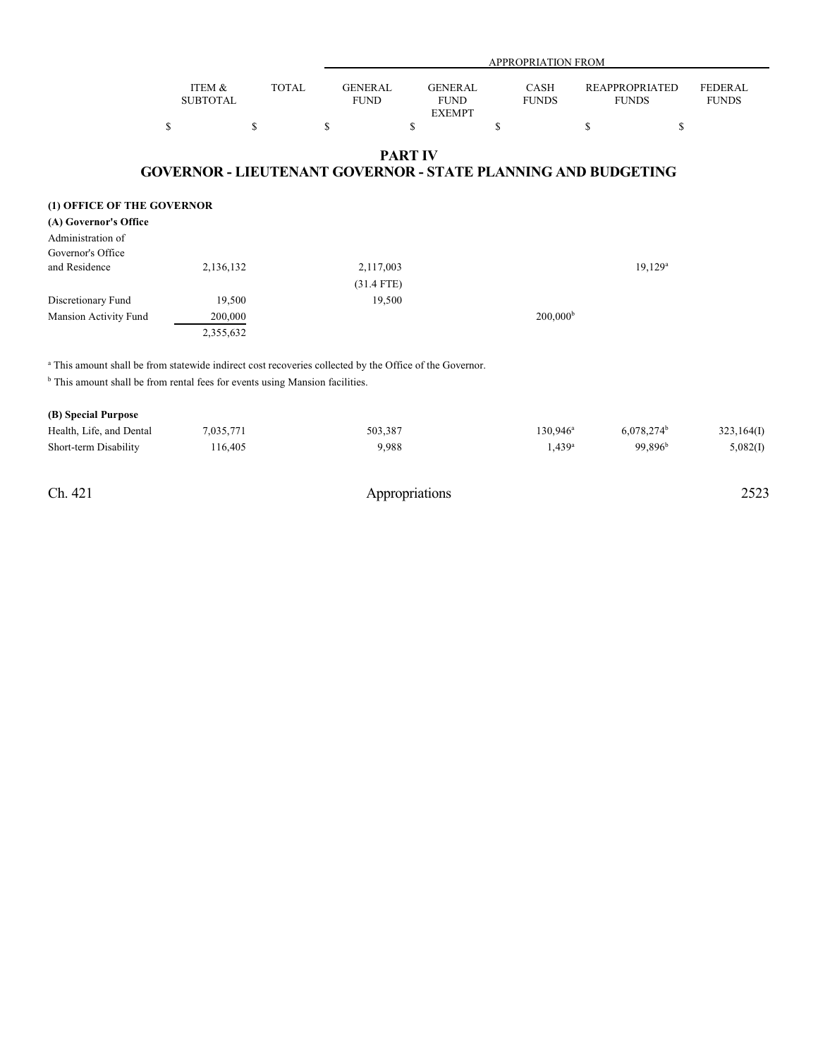| | ITEM & SUBTOTAL | TOTAL | APPROPRIATION FROM | | | | |
|---|---|---|---|---|---|---|---|
| | | | GENERAL FUND | GENERAL FUND EXEMPT | CASH FUNDS | REAPPROPRIATED FUNDS | FEDERAL FUNDS |
| | $ | $ | $ | $ | $ | $ | $ |

## PART IV
## GOVERNOR - LIEUTENANT GOVERNOR - STATE PLANNING AND BUDGETING

**(1) OFFICE OF THE GOVERNOR**

**(A) Governor's Office**

| | ITEM & SUBTOTAL | TOTAL | GENERAL FUND | GENERAL FUND EXEMPT | CASH FUNDS | REAPPROPRIATED FUNDS | FEDERAL FUNDS |
|---|---|---|---|---|---|---|---|
| Administration of Governor's Office and Residence | 2,136,132 | | 2,117,003 | | | 19,129[a] | |
| | | | (31.4 FTE) | | | | |
| Discretionary Fund | 19,500 | | 19,500 | | | | |
| Mansion Activity Fund | 200,000 | | | | 200,000[b] | | |
| | 2,355,632 | | | | | | |

[a] This amount shall be from statewide indirect cost recoveries collected by the Office of the Governor.

[b] This amount shall be from rental fees for events using Mansion facilities.

**(B) Special Purpose**

| | ITEM & SUBTOTAL | TOTAL | GENERAL FUND | GENERAL FUND EXEMPT | CASH FUNDS | REAPPROPRIATED FUNDS | FEDERAL FUNDS |
|---|---|---|---|---|---|---|---|
| Health, Life, and Dental | 7,035,771 | | 503,387 | | 130,946[a] | 6,078,274[b] | 323,164(I) |
| Short-term Disability | 116,405 | | 9,988 | | 1,439[a] | 99,896[b] | 5,082(I) |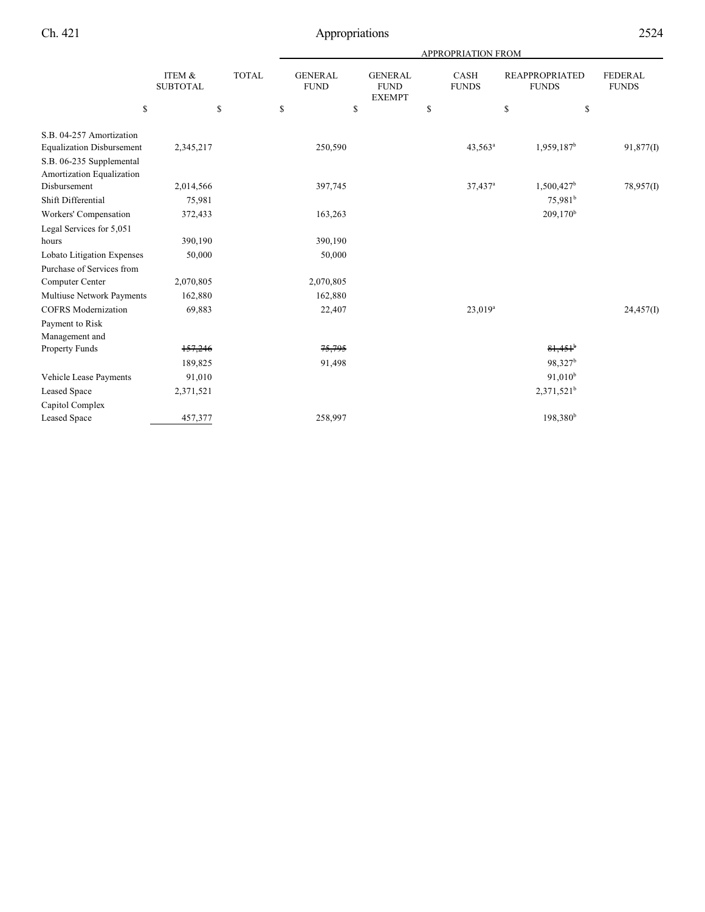| | ITEM & SUBTOTAL | TOTAL | APPROPRIATION FROM | | | | |
|---|---|---|---|---|---|---|---|
| | | | GENERAL FUND | GENERAL FUND EXEMPT | CASH FUNDS | REAPPROPRIATED FUNDS | FEDERAL FUNDS |
| | $ | $ | $ | $ | $ | $ | $ |
| S.B. 04-257 Amortization Equalization Disbursement | 2,345,217 | | 250,590 | | 43,563[a] | 1,959,187[b] | 91,877(I) |
| S.B. 06-235 Supplemental Amortization Equalization Disbursement | 2,014,566 | | 397,745 | | 37,437[a] | 1,500,427[b] | 78,957(I) |
| Shift Differential | 75,981 | | | | | 75,981[b] | |
| Workers' Compensation | 372,433 | | 163,263 | | | 209,170[b] | |
| Legal Services for 5,051 hours | 390,190 | | 390,190 | | | | |
| Lobato Litigation Expenses | 50,000 | | 50,000 | | | | |
| Purchase of Services from Computer Center | 2,070,805 | | 2,070,805 | | | | |
| Multiuse Network Payments | 162,880 | | 162,880 | | | | |
| COFRS Modernization | 69,883 | | 22,407 | | 23,019[a] | | 24,457(I) |
| Payment to Risk Management and Property Funds | ~~157,246~~ | | ~~75,795~~ | | | ~~81,451~~[b] | |
| | 189,825 | | 91,498 | | | 98,327[b] | |
| Vehicle Lease Payments | 91,010 | | | | | 91,010[b] | |
| Leased Space | 2,371,521 | | | | | 2,371,521[b] | |
| Capitol Complex Leased Space | 457,377 | | 258,997 | | | 198,380[b] | |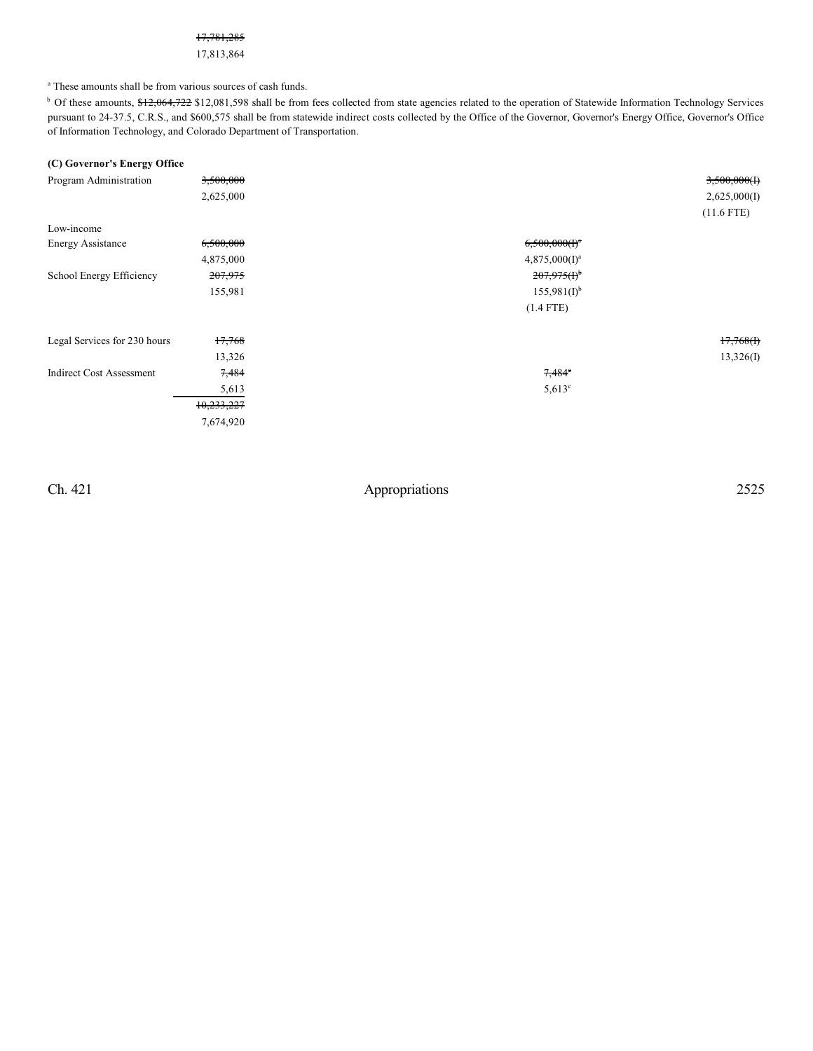~~17,781,285~~
17,813,864

[a] These amounts shall be from various sources of cash funds.

[b] Of these amounts, ~~$12,064,722~~ $12,081,598 shall be from fees collected from state agencies related to the operation of Statewide Information Technology Services pursuant to 24-37.5, C.R.S., and $600,575 shall be from statewide indirect costs collected by the Office of the Governor, Governor's Energy Office, Governor's Office of Information Technology, and Colorado Department of Transportation.

**(C) Governor's Energy Office**

| | Total | | Cash Funds | Federal Funds |
|---|---|---|---|---|
| Program Administration | ~~3,500,000~~ | | | ~~3,500,000(I)~~ |
| | 2,625,000 | | | 2,625,000(I) |
| | | | | (11.6 FTE) |
| Low-income Energy Assistance | ~~6,500,000~~ | | ~~6,500,000(I)~~[a] | |
| | 4,875,000 | | 4,875,000(I)[a] | |
| School Energy Efficiency | ~~207,975~~ | | ~~207,975(I)~~[b] | |
| | 155,981 | | 155,981(I)[b] | |
| | | | (1.4 FTE) | |
| Legal Services for 230 hours | ~~17,768~~ | | | ~~17,768(I)~~ |
| | 13,326 | | | 13,326(I) |
| Indirect Cost Assessment | ~~7,484~~ | | ~~7,484~~[c] | |
| | 5,613 | | 5,613[c] | |
| | ~~10,233,227~~ | | | |
| | 7,674,920 | | | |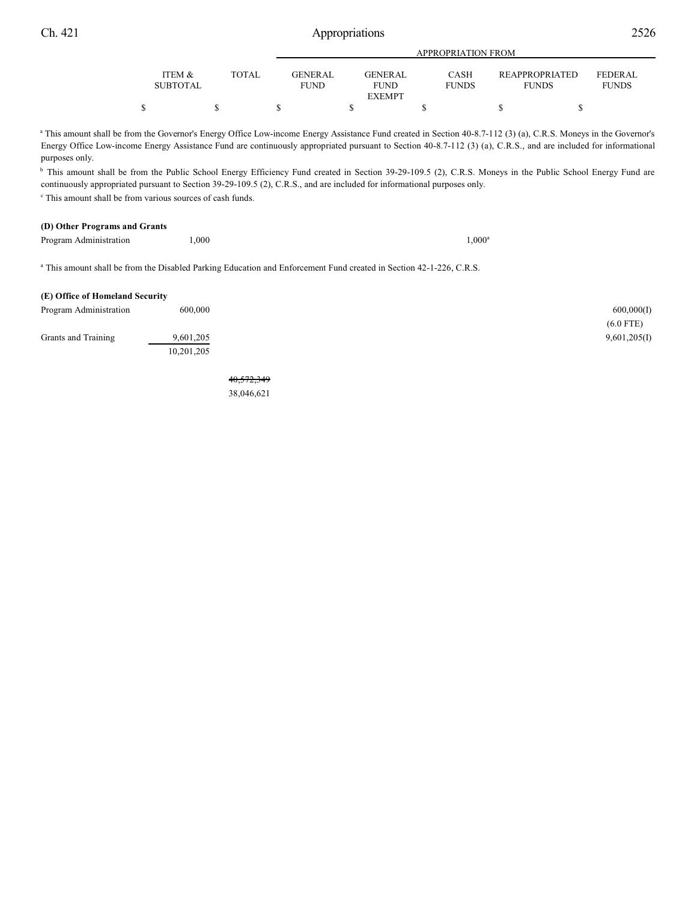| | ITEM & SUBTOTAL | TOTAL | GENERAL FUND | GENERAL FUND EXEMPT | CASH FUNDS | REAPPROPRIATED FUNDS | FEDERAL FUNDS |
|---|---|---|---|---|---|---|---|
| | | | APPROPRIATION FROM | | | | |
| | $ | $ | $ | $ | $ | $ | $ |

[a] This amount shall be from the Governor's Energy Office Low-income Energy Assistance Fund created in Section 40-8.7-112 (3) (a), C.R.S. Moneys in the Governor's Energy Office Low-income Energy Assistance Fund are continuously appropriated pursuant to Section 40-8.7-112 (3) (a), C.R.S., and are included for informational purposes only.

[b] This amount shall be from the Public School Energy Efficiency Fund created in Section 39-29-109.5 (2), C.R.S. Moneys in the Public School Energy Fund are continuously appropriated pursuant to Section 39-29-109.5 (2), C.R.S., and are included for informational purposes only.

[c] This amount shall be from various sources of cash funds.

**(D) Other Programs and Grants**

| | ITEM & SUBTOTAL | TOTAL | GENERAL FUND | GENERAL FUND EXEMPT | CASH FUNDS | REAPPROPRIATED FUNDS | FEDERAL FUNDS |
|---|---|---|---|---|---|---|---|
| Program Administration | 1,000 | | | | 1,000[a] | | |

[a] This amount shall be from the Disabled Parking Education and Enforcement Fund created in Section 42-1-226, C.R.S.

**(E) Office of Homeland Security**

| | ITEM & SUBTOTAL | TOTAL | GENERAL FUND | GENERAL FUND EXEMPT | CASH FUNDS | REAPPROPRIATED FUNDS | FEDERAL FUNDS |
|---|---|---|---|---|---|---|---|
| Program Administration | 600,000 | | | | | | 600,000(I) (6.0 FTE) |
| Grants and Training | 9,601,205 | | | | | | 9,601,205(I) |
| | 10,201,205 | | | | | | |
| | | ~~40,572,349~~ 38,046,621 | | | | | |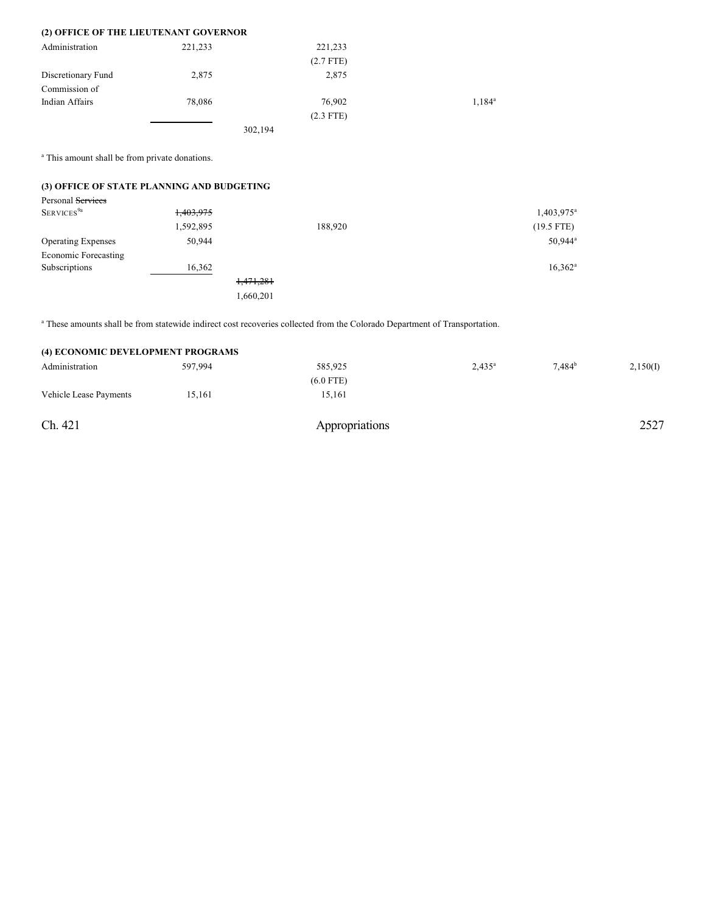**(2) OFFICE OF THE LIEUTENANT GOVERNOR**

| | | | | | | |
|---|---|---|---|---|---|---|
| Administration | 221,233 | | 221,233 | | | |
| | | | (2.7 FTE) | | | |
| Discretionary Fund | 2,875 | | 2,875 | | | |
| Commission of Indian Affairs | 78,086 | | 76,902 | 1,184[a] | | |
| | | | (2.3 FTE) | | | |
| | | 302,194 | | | | |

[a] This amount shall be from private donations.

**(3) OFFICE OF STATE PLANNING AND BUDGETING**

| | | | | | | |
|---|---|---|---|---|---|---|
| Personal ~~Services~~ SERVICES[9a] | ~~1,403,975~~ 1,592,895 | | 188,920 | | 1,403,975[a] (19.5 FTE) | |
| Operating Expenses | 50,944 | | | | 50,944[a] | |
| Economic Forecasting Subscriptions | 16,362 | | | | 16,362[a] | |
| | | ~~1,471,281~~ 1,660,201 | | | | |

[a] These amounts shall be from statewide indirect cost recoveries collected from the Colorado Department of Transportation.

**(4) ECONOMIC DEVELOPMENT PROGRAMS**

| | | | | | | |
|---|---|---|---|---|---|---|
| Administration | 597,994 | | 585,925 | 2,435[a] | 7,484[b] | 2,150(I) |
| | | | (6.0 FTE) | | | |
| Vehicle Lease Payments | 15,161 | | 15,161 | | | |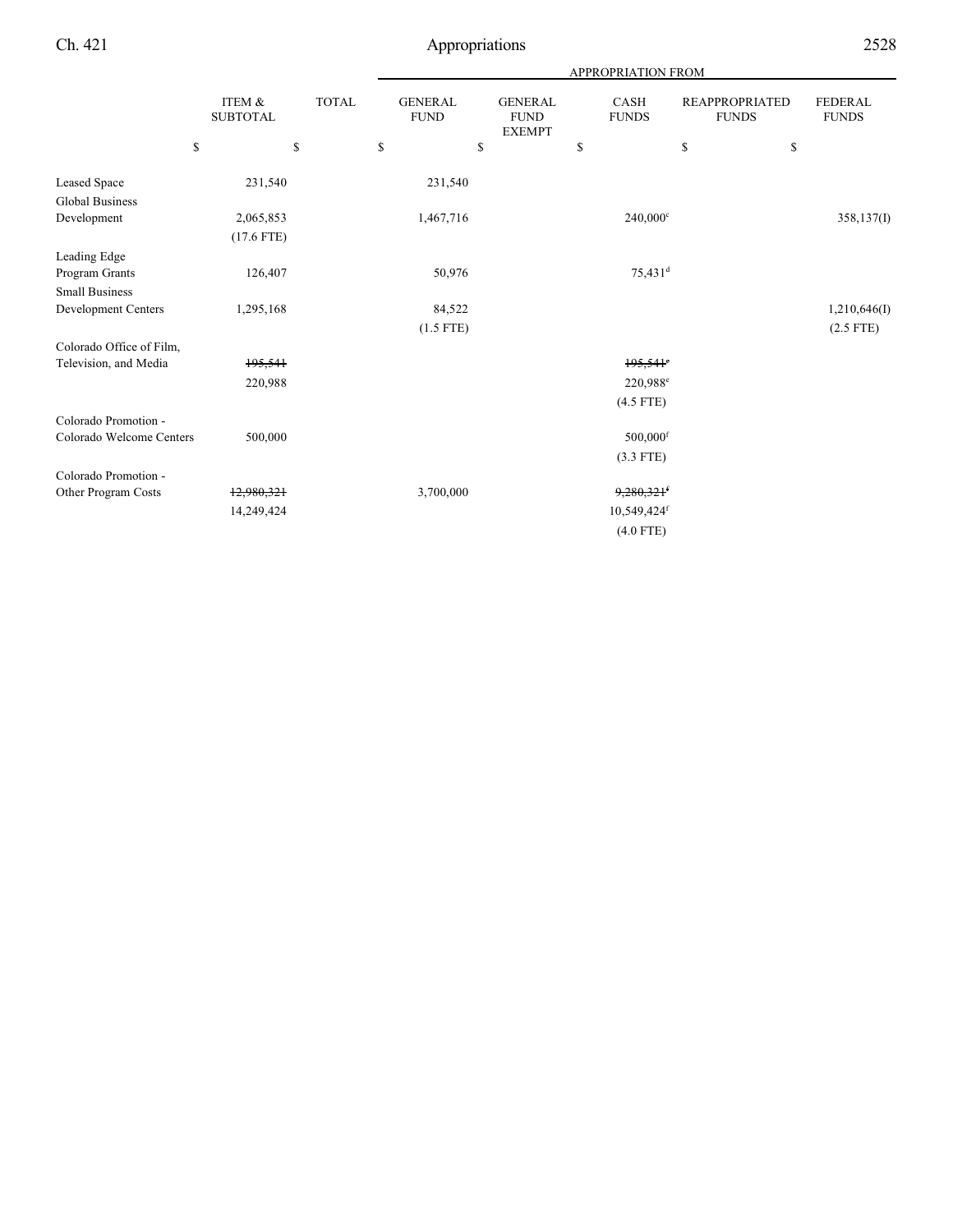| | ITEM & SUBTOTAL | TOTAL | APPROPRIATION FROM | | | | |
|---|---|---|---|---|---|---|---|
| | | | GENERAL FUND | GENERAL FUND EXEMPT | CASH FUNDS | REAPPROPRIATED FUNDS | FEDERAL FUNDS |
| | $ | $ | $ | $ | $ | $ | $ |
| Leased Space | 231,540 | | 231,540 | | | | |
| Global Business Development | 2,065,853 (17.6 FTE) | | 1,467,716 | | 240,000[c] | | 358,137(I) |
| Leading Edge Program Grants | 126,407 | | 50,976 | | 75,431[d] | | |
| Small Business Development Centers | 1,295,168 | | 84,522 (1.5 FTE) | | | | 1,210,646(I) (2.5 FTE) |
| Colorado Office of Film, Television, and Media | ~~195,541~~ 220,988 | | | | ~~195,541[e]~~ 220,988[e] (4.5 FTE) | | |
| Colorado Promotion - Colorado Welcome Centers | 500,000 | | | | 500,000[f] (3.3 FTE) | | |
| Colorado Promotion - Other Program Costs | ~~12,980,321~~ 14,249,424 | | 3,700,000 | | ~~9,280,321[f]~~ 10,549,424[f] (4.0 FTE) | | |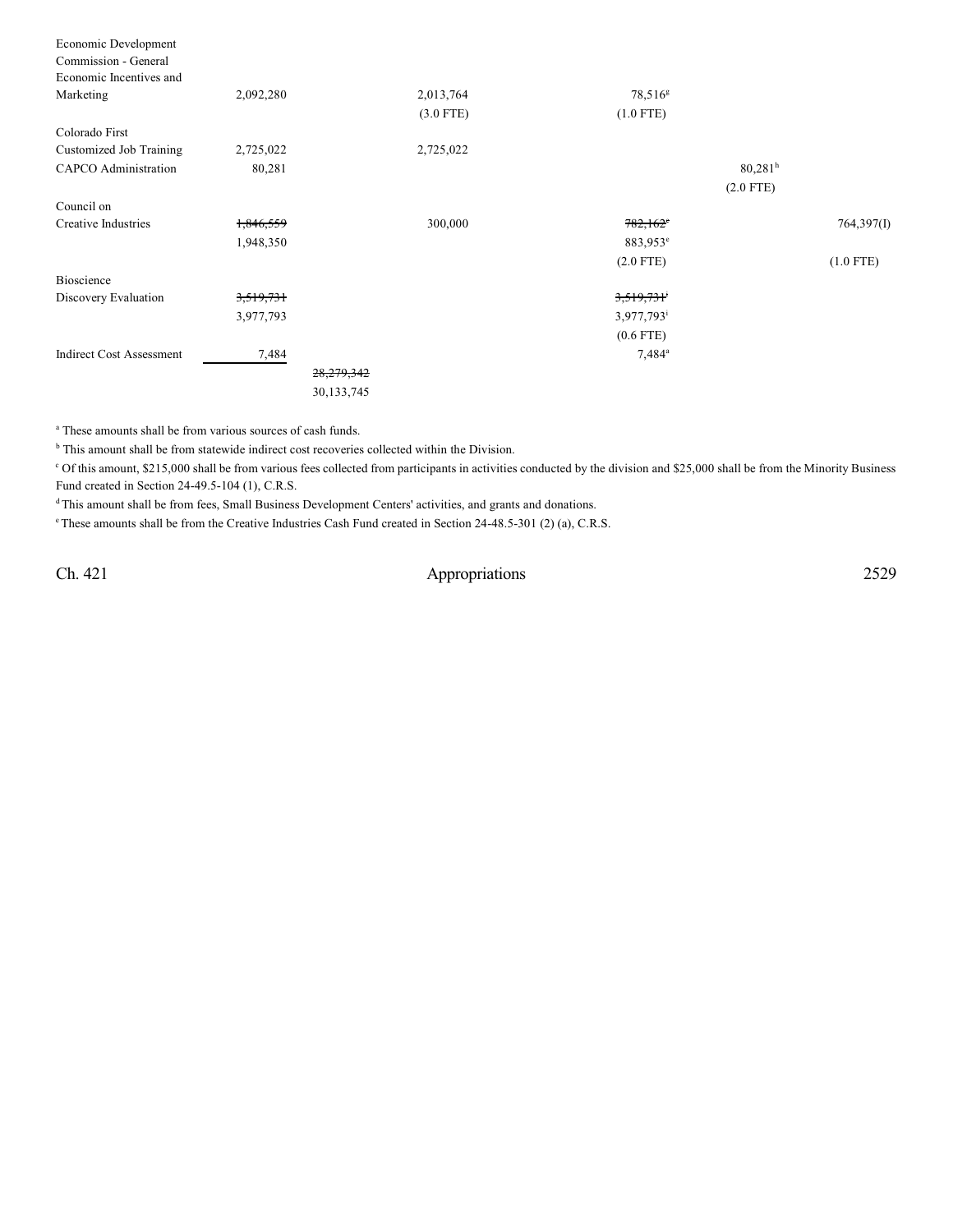| | | | | | |
|---|---|---|---|---|---|
| Economic Development Commission - General Economic Incentives and Marketing | 2,092,280 | | 2,013,764<br>(3.0 FTE) | 78,516[g]<br>(1.0 FTE) | | |
| Colorado First Customized Job Training | 2,725,022 | | 2,725,022 | | | |
| CAPCO Administration | 80,281 | | | | 80,281[h]<br>(2.0 FTE) | |
| Council on Creative Industries | ~~1,846,559~~<br>1,948,350 | | 300,000 | ~~782,162~~[e]<br>883,953[e]<br>(2.0 FTE) | | 764,397(I)<br><br>(1.0 FTE) |
| Bioscience Discovery Evaluation | ~~3,519,731~~<br>3,977,793 | | | ~~3,519,731~~[i]<br>3,977,793[i]<br>(0.6 FTE) | | |
| Indirect Cost Assessment | 7,484 | | | 7,484[a] | | |
| | | ~~28,279,342~~<br>30,133,745 | | | | |

[a] These amounts shall be from various sources of cash funds.

[b] This amount shall be from statewide indirect cost recoveries collected within the Division.

[c] Of this amount, $215,000 shall be from various fees collected from participants in activities conducted by the division and $25,000 shall be from the Minority Business Fund created in Section 24-49.5-104 (1), C.R.S.

[d] This amount shall be from fees, Small Business Development Centers' activities, and grants and donations.

[e] These amounts shall be from the Creative Industries Cash Fund created in Section 24-48.5-301 (2) (a), C.R.S.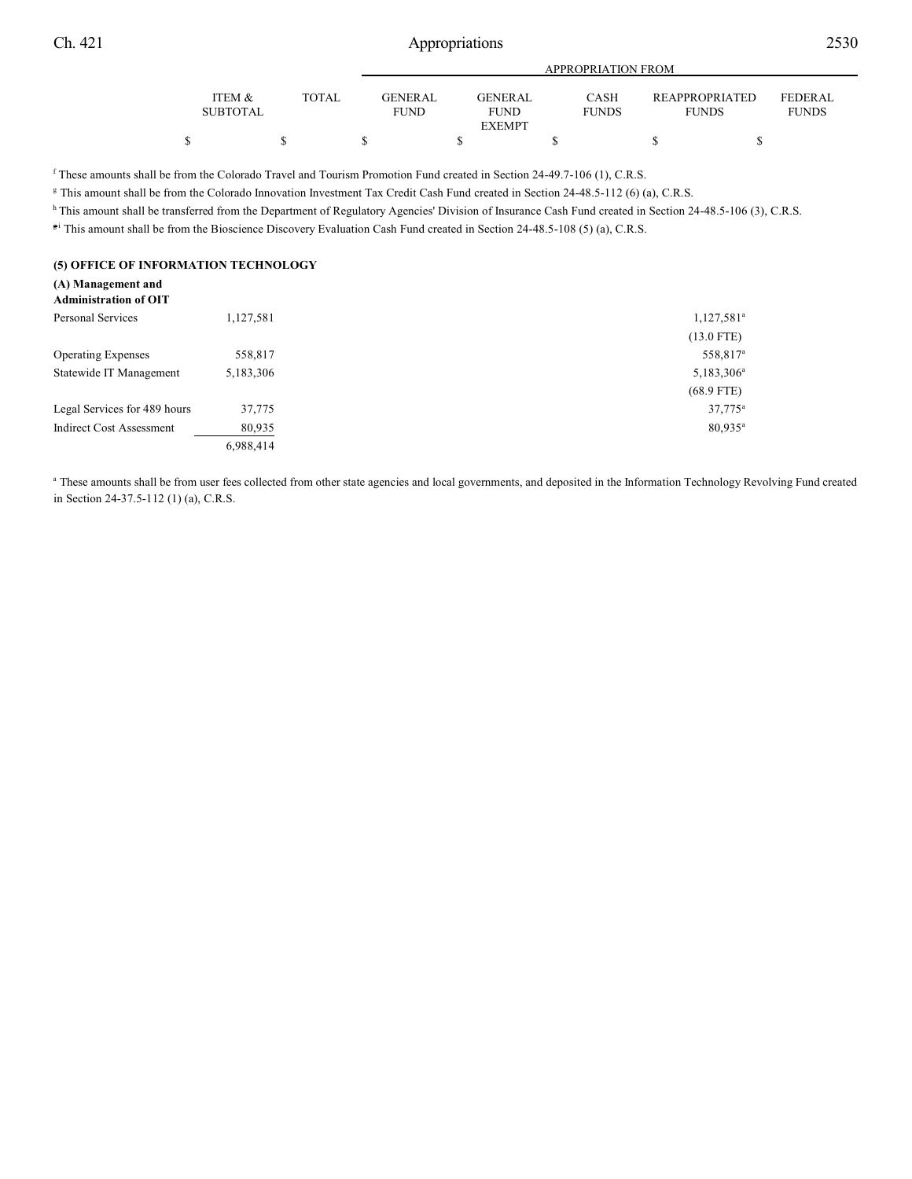| | ITEM & SUBTOTAL | TOTAL | APPROPRIATION FROM GENERAL FUND | GENERAL FUND EXEMPT | CASH FUNDS | REAPPROPRIATED FUNDS | FEDERAL FUNDS |
|---|---|---|---|---|---|---|---|
| | $ | $ | $ | $ | $ | $ | $ |

[f] These amounts shall be from the Colorado Travel and Tourism Promotion Fund created in Section 24-49.7-106 (1), C.R.S.

[g] This amount shall be from the Colorado Innovation Investment Tax Credit Cash Fund created in Section 24-48.5-112 (6) (a), C.R.S.

[h] This amount shall be transferred from the Department of Regulatory Agencies' Division of Insurance Cash Fund created in Section 24-48.5-106 (3), C.R.S.

[g][i] This amount shall be from the Bioscience Discovery Evaluation Cash Fund created in Section 24-48.5-108 (5) (a), C.R.S.

**(5) OFFICE OF INFORMATION TECHNOLOGY**

**(A) Management and Administration of OIT**

| | ITEM & SUBTOTAL | TOTAL | GENERAL FUND | GENERAL FUND EXEMPT | CASH FUNDS | REAPPROPRIATED FUNDS | FEDERAL FUNDS |
|---|---|---|---|---|---|---|---|
| Personal Services | 1,127,581 | | | | | 1,127,581[a] | |
| | | | | | | (13.0 FTE) | |
| Operating Expenses | 558,817 | | | | | 558,817[a] | |
| Statewide IT Management | 5,183,306 | | | | | 5,183,306[a] | |
| | | | | | | (68.9 FTE) | |
| Legal Services for 489 hours | 37,775 | | | | | 37,775[a] | |
| Indirect Cost Assessment | 80,935 | | | | | 80,935[a] | |
| | 6,988,414 | | | | | | |

[a] These amounts shall be from user fees collected from other state agencies and local governments, and deposited in the Information Technology Revolving Fund created in Section 24-37.5-112 (1) (a), C.R.S.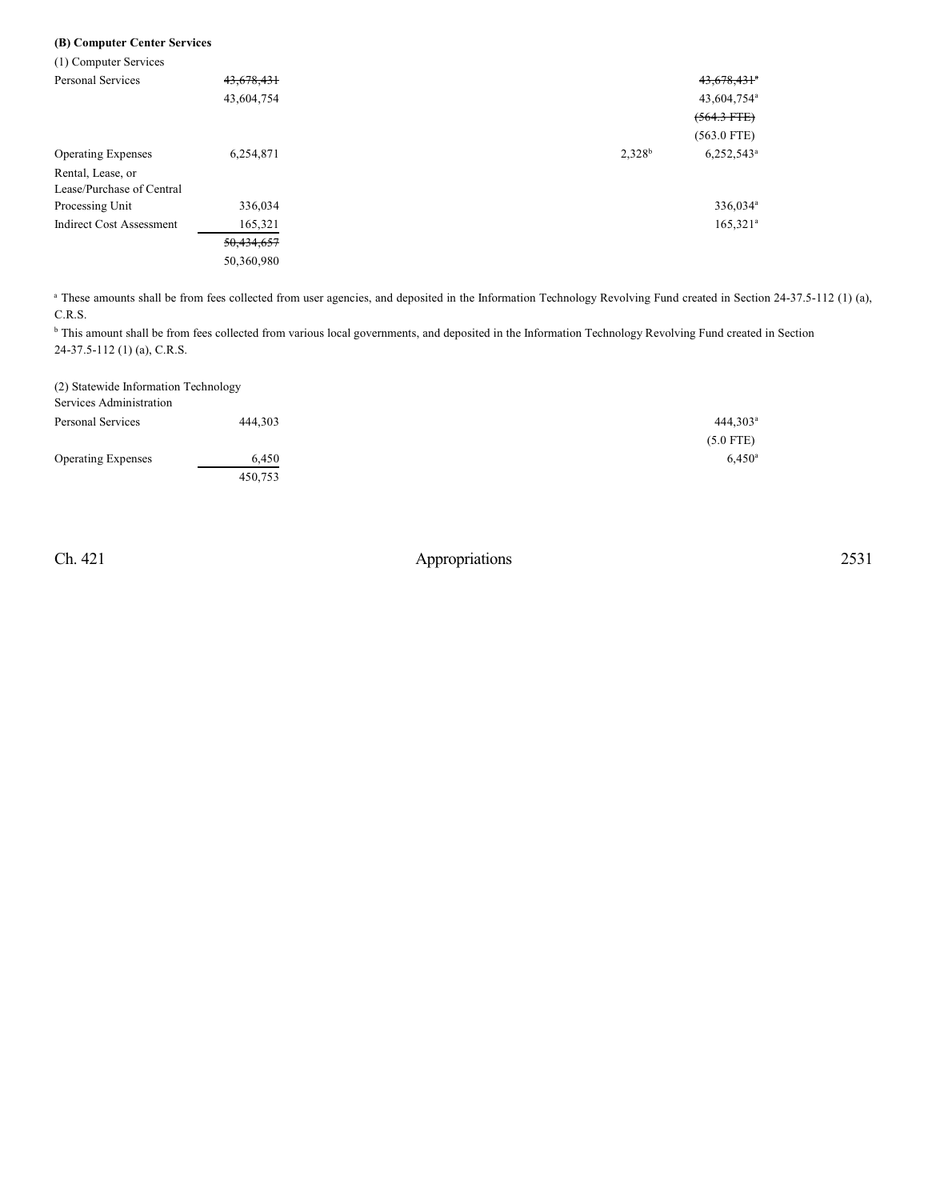**(B) Computer Center Services**

(1) Computer Services

| | Total | | | | Cash Funds | Cash Funds Exempt |
|---|---|---|---|---|---|---|
| Personal Services | ~~43,678,431~~ | | | | | ~~43,678,431~~[a] |
| | 43,604,754 | | | | | 43,604,754[a] |
| | | | | | | ~~(564.3 FTE)~~ |
| | | | | | | (563.0 FTE) |
| Operating Expenses | 6,254,871 | | | | 2,328[b] | 6,252,543[a] |
| Rental, Lease, or Lease/Purchase of Central Processing Unit | 336,034 | | | | | 336,034[a] |
| Indirect Cost Assessment | 165,321 | | | | | 165,321[a] |
| | ~~50,434,657~~ | | | | | |
| | 50,360,980 | | | | | |

[a] These amounts shall be from fees collected from user agencies, and deposited in the Information Technology Revolving Fund created in Section 24-37.5-112 (1) (a), C.R.S.

[b] This amount shall be from fees collected from various local governments, and deposited in the Information Technology Revolving Fund created in Section 24-37.5-112 (1) (a), C.R.S.

(2) Statewide Information Technology Services Administration

| | Total | | | | Cash Funds | Cash Funds Exempt |
|---|---|---|---|---|---|---|
| Personal Services | 444,303 | | | | | 444,303[a] |
| | | | | | | (5.0 FTE) |
| Operating Expenses | 6,450 | | | | | 6,450[a] |
| | 450,753 | | | | | |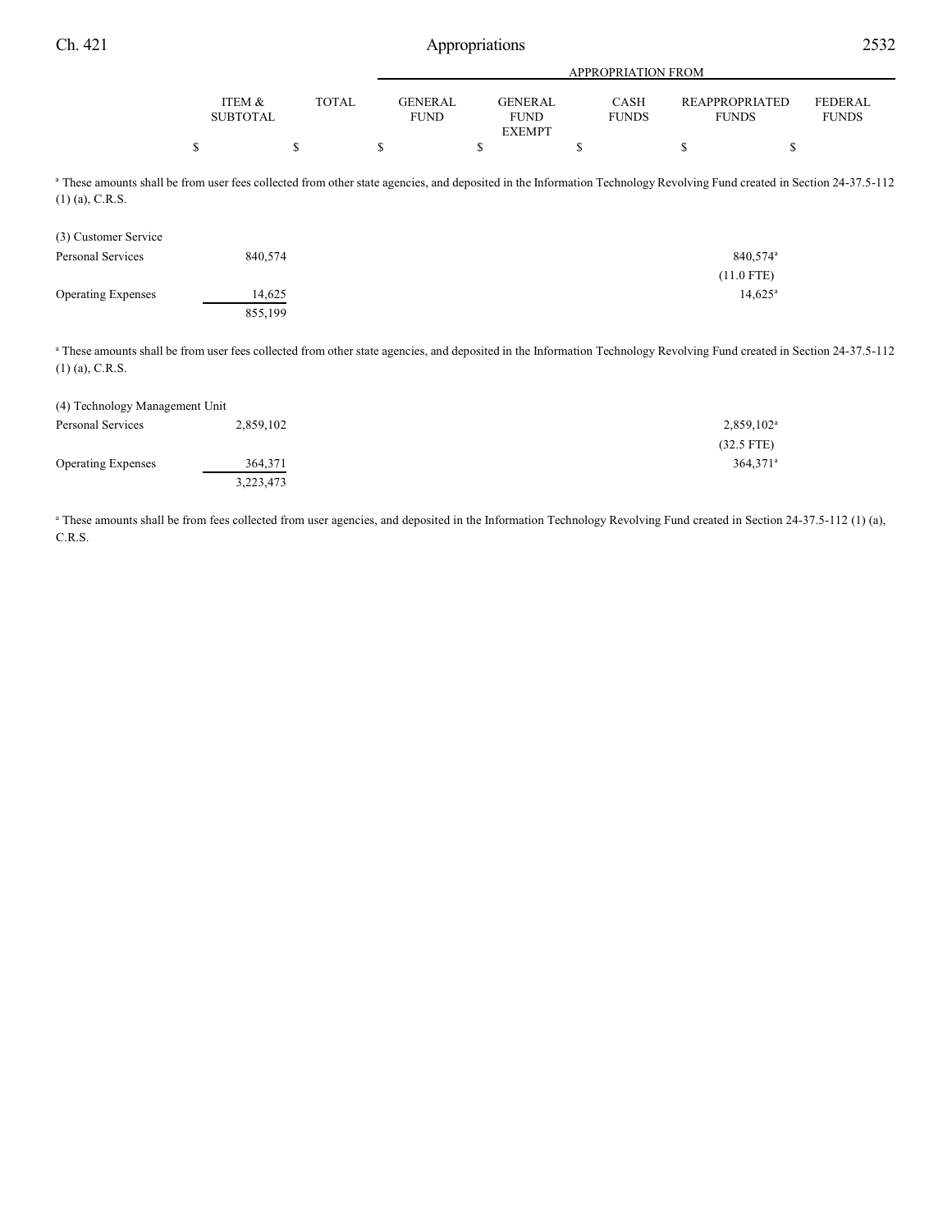| | ITEM & SUBTOTAL | TOTAL | GENERAL FUND | GENERAL FUND EXEMPT | CASH FUNDS | REAPPROPRIATED FUNDS | FEDERAL FUNDS |
|---|---|---|---|---|---|---|---|
| | $ | $ | $ | $ | $ | $ | $ |

[a] These amounts shall be from user fees collected from other state agencies, and deposited in the Information Technology Revolving Fund created in Section 24-37.5-112 (1) (a), C.R.S.

| | ITEM & SUBTOTAL | TOTAL | GENERAL FUND | GENERAL FUND EXEMPT | CASH FUNDS | REAPPROPRIATED FUNDS | FEDERAL FUNDS |
|---|---|---|---|---|---|---|---|
| (3) Customer Service | | | | | | | |
| Personal Services | 840,574 | | | | | 840,574[a] | |
| | | | | | | (11.0 FTE) | |
| Operating Expenses | 14,625 | | | | | 14,625[a] | |
| | 855,199 | | | | | | |

[a] These amounts shall be from user fees collected from other state agencies, and deposited in the Information Technology Revolving Fund created in Section 24-37.5-112 (1) (a), C.R.S.

| | ITEM & SUBTOTAL | TOTAL | GENERAL FUND | GENERAL FUND EXEMPT | CASH FUNDS | REAPPROPRIATED FUNDS | FEDERAL FUNDS |
|---|---|---|---|---|---|---|---|
| (4) Technology Management Unit | | | | | | | |
| Personal Services | 2,859,102 | | | | | 2,859,102[a] | |
| | | | | | | (32.5 FTE) | |
| Operating Expenses | 364,371 | | | | | 364,371[a] | |
| | 3,223,473 | | | | | | |

[a] These amounts shall be from fees collected from user agencies, and deposited in the Information Technology Revolving Fund created in Section 24-37.5-112 (1) (a), C.R.S.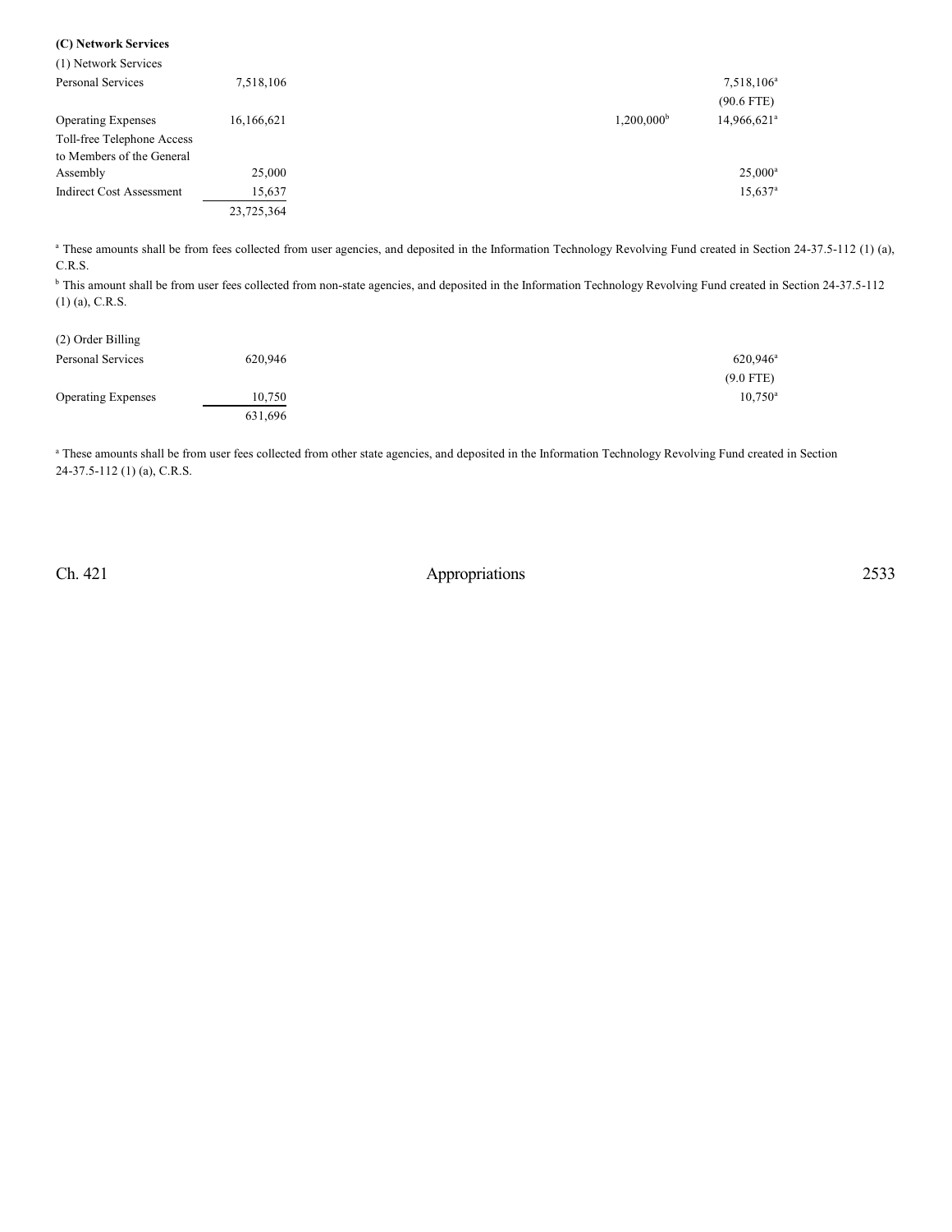**(C) Network Services**

| | | | |
|---|---|---|---|
| (1) Network Services | | | |
| Personal Services | 7,518,106 | | 7,518,106[a] |
| | | | (90.6 FTE) |
| Operating Expenses | 16,166,621 | 1,200,000[b] | 14,966,621[a] |
| Toll-free Telephone Access to Members of the General Assembly | 25,000 | | 25,000[a] |
| Indirect Cost Assessment | 15,637 | | 15,637[a] |
| | 23,725,364 | | |

[a] These amounts shall be from fees collected from user agencies, and deposited in the Information Technology Revolving Fund created in Section 24-37.5-112 (1) (a), C.R.S.

[b] This amount shall be from user fees collected from non-state agencies, and deposited in the Information Technology Revolving Fund created in Section 24-37.5-112 (1) (a), C.R.S.

| | | |
|---|---|---|
| (2) Order Billing | | |
| Personal Services | 620,946 | 620,946[a] |
| | | (9.0 FTE) |
| Operating Expenses | 10,750 | 10,750[a] |
| | 631,696 | |

[a] These amounts shall be from user fees collected from other state agencies, and deposited in the Information Technology Revolving Fund created in Section 24-37.5-112 (1) (a), C.R.S.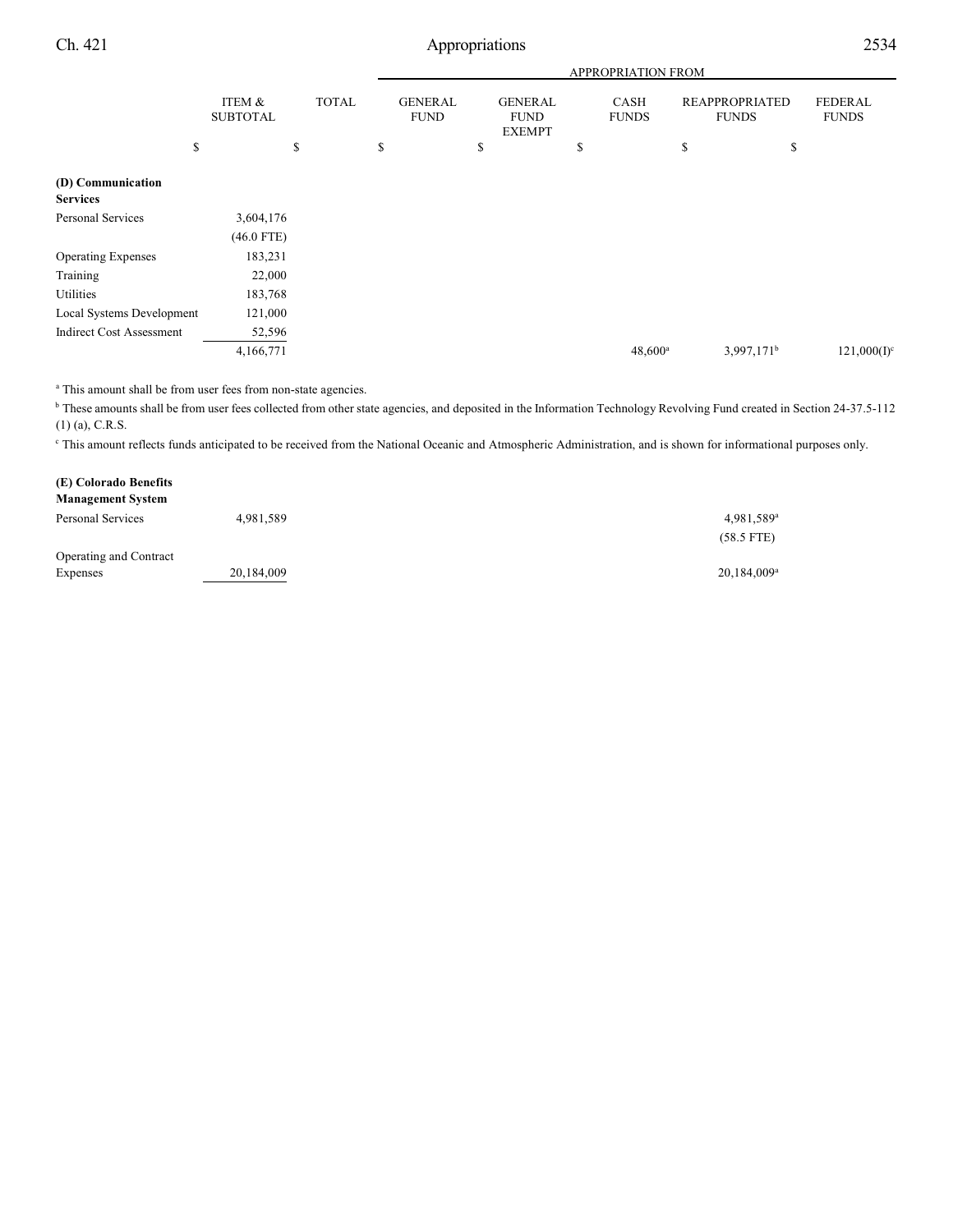| | ITEM & SUBTOTAL | TOTAL | APPROPRIATION FROM | | | | |
|---|---|---|---|---|---|---|---|
| | | | GENERAL FUND | GENERAL FUND EXEMPT | CASH FUNDS | REAPPROPRIATED FUNDS | FEDERAL FUNDS |
| | $ | $ | $ | $ | $ | $ | $ |
| **(D) Communication Services** | | | | | | | |
| Personal Services | 3,604,176 | | | | | | |
| | (46.0 FTE) | | | | | | |
| Operating Expenses | 183,231 | | | | | | |
| Training | 22,000 | | | | | | |
| Utilities | 183,768 | | | | | | |
| Local Systems Development | 121,000 | | | | | | |
| Indirect Cost Assessment | 52,596 | | | | | | |
| | 4,166,771 | | | | 48,600[a] | 3,997,171[b] | 121,000(I)[c] |

[a] This amount shall be from user fees from non-state agencies.

[b] These amounts shall be from user fees collected from other state agencies, and deposited in the Information Technology Revolving Fund created in Section 24-37.5-112 (1) (a), C.R.S.

[c] This amount reflects funds anticipated to be received from the National Oceanic and Atmospheric Administration, and is shown for informational purposes only.

| | ITEM & SUBTOTAL | TOTAL | GENERAL FUND | GENERAL FUND EXEMPT | CASH FUNDS | REAPPROPRIATED FUNDS | FEDERAL FUNDS |
|---|---|---|---|---|---|---|---|
| **(E) Colorado Benefits Management System** | | | | | | | |
| Personal Services | 4,981,589 | | | | | 4,981,589[a] | |
| | | | | | | (58.5 FTE) | |
| Operating and Contract Expenses | 20,184,009 | | | | | 20,184,009[a] | |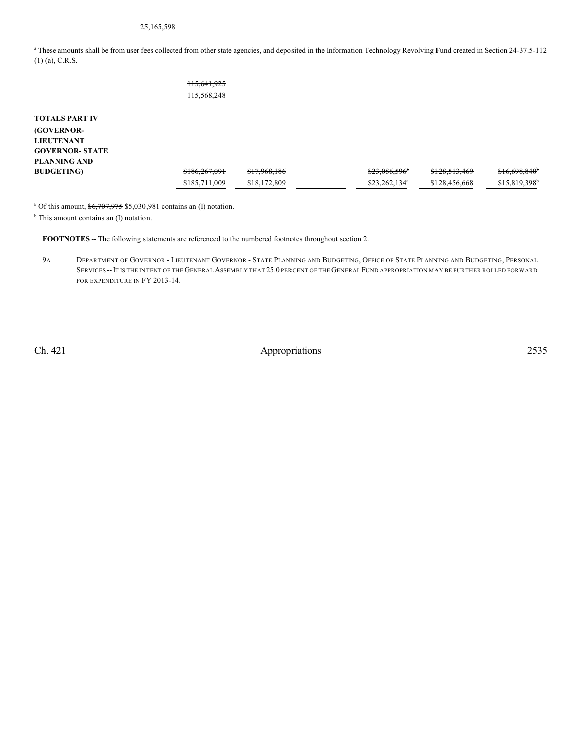25,165,598

[a] These amounts shall be from user fees collected from other state agencies, and deposited in the Information Technology Revolving Fund created in Section 24-37.5-112 (1) (a), C.R.S.

~~115,641,925~~
115,568,248

| | | | | | | |
|---|---|---|---|---|---|---|
| **TOTALS PART IV (GOVERNOR-LIEUTENANT GOVERNOR- STATE PLANNING AND BUDGETING)** | ~~$186,267,091~~ | ~~$17,968,186~~ | | ~~$23,086,596~~[a] | ~~$128,513,469~~ | ~~$16,698,840~~[b] |
| | $185,711,009 | $18,172,809 | | $23,262,134[a] | $128,456,668 | $15,819,398[b] |

[a] Of this amount, ~~$6,707,975~~ $5,030,981 contains an (I) notation.

[b] This amount contains an (I) notation.

**FOOTNOTES** -- The following statements are referenced to the numbered footnotes throughout section 2.

9A DEPARTMENT OF GOVERNOR - LIEUTENANT GOVERNOR - STATE PLANNING AND BUDGETING, OFFICE OF STATE PLANNING AND BUDGETING, PERSONAL SERVICES -- IT IS THE INTENT OF THE GENERAL ASSEMBLY THAT 25.0 PERCENT OF THE GENERAL FUND APPROPRIATION MAY BE FURTHER ROLLED FORWARD FOR EXPENDITURE IN FY 2013-14.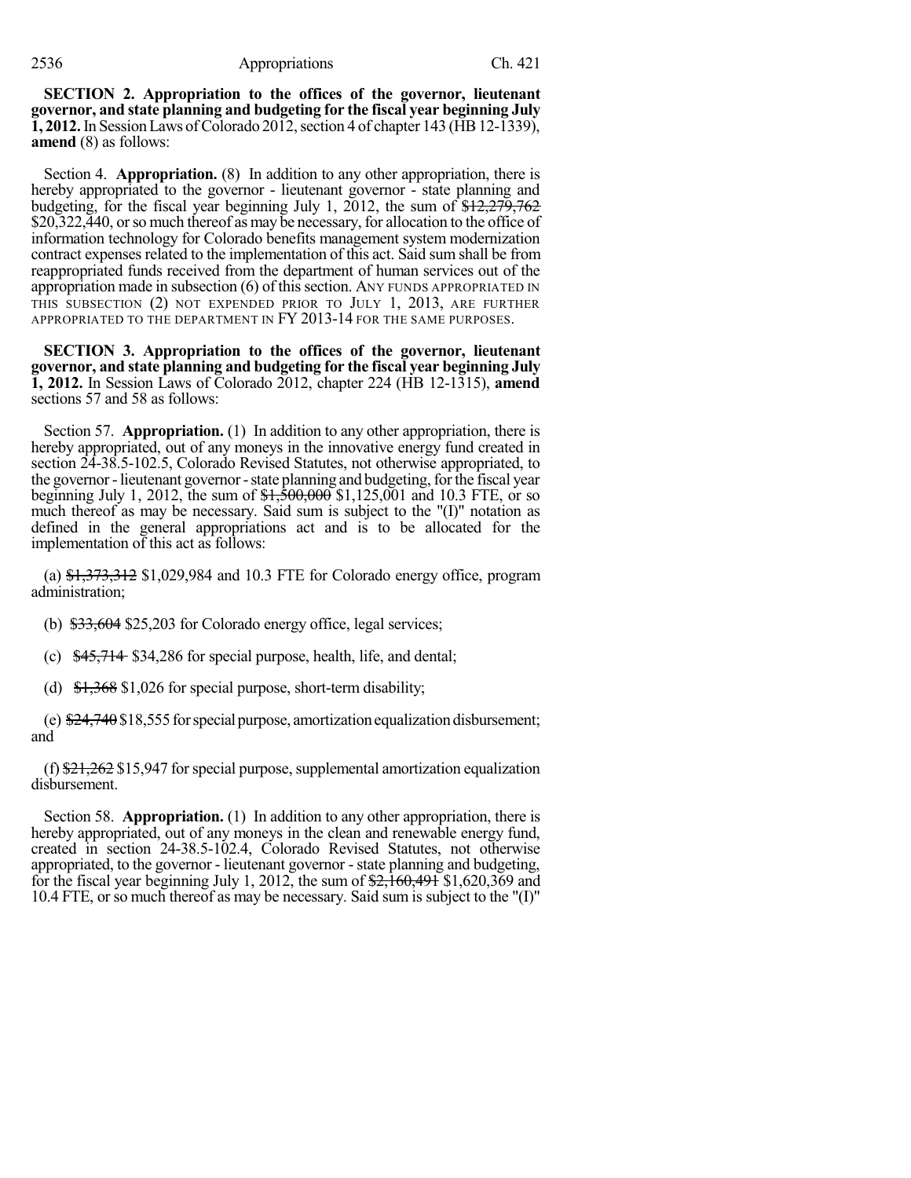**SECTION 2. Appropriation to the offices of the governor, lieutenant governor, and state planning and budgeting for the fiscal year beginning July 1, 2012.** In Session Laws of Colorado 2012, section 4 of chapter 143 (HB 12-1339), **amend** (8) as follows:

Section 4. **Appropriation.** (8) In addition to any other appropriation, there is hereby appropriated to the governor - lieutenant governor - state planning and budgeting, for the fiscal year beginning July 1, 2012, the sum of ~~$12,279,762~~ $20,322,440, or so much thereof as may be necessary, for allocation to the office of information technology for Colorado benefits management system modernization contract expenses related to the implementation of this act. Said sum shall be from reappropriated funds received from the department of human services out of the appropriation made in subsection (6) of this section. ANY FUNDS APPROPRIATED IN THIS SUBSECTION (2) NOT EXPENDED PRIOR TO JULY 1, 2013, ARE FURTHER APPROPRIATED TO THE DEPARTMENT IN FY 2013-14 FOR THE SAME PURPOSES.

**SECTION 3. Appropriation to the offices of the governor, lieutenant governor, and state planning and budgeting for the fiscal year beginning July 1, 2012.** In Session Laws of Colorado 2012, chapter 224 (HB 12-1315), **amend** sections 57 and 58 as follows:

Section 57. **Appropriation.** (1) In addition to any other appropriation, there is hereby appropriated, out of any moneys in the innovative energy fund created in section 24-38.5-102.5, Colorado Revised Statutes, not otherwise appropriated, to the governor - lieutenant governor - state planning and budgeting, for the fiscal year beginning July 1, 2012, the sum of ~~$1,500,000~~ $1,125,001 and 10.3 FTE, or so much thereof as may be necessary. Said sum is subject to the "(I)" notation as defined in the general appropriations act and is to be allocated for the implementation of this act as follows:

(a) ~~$1,373,312~~ $1,029,984 and 10.3 FTE for Colorado energy office, program administration;

(b) ~~$33,604~~ $25,203 for Colorado energy office, legal services;

(c) ~~$45,714~~ $34,286 for special purpose, health, life, and dental;

(d) ~~$1,368~~ $1,026 for special purpose, short-term disability;

(e) ~~$24,740~~ $18,555 for special purpose, amortization equalization disbursement; and

(f) ~~$21,262~~ $15,947 for special purpose, supplemental amortization equalization disbursement.

Section 58. **Appropriation.** (1) In addition to any other appropriation, there is hereby appropriated, out of any moneys in the clean and renewable energy fund, created in section 24-38.5-102.4, Colorado Revised Statutes, not otherwise appropriated, to the governor - lieutenant governor - state planning and budgeting, for the fiscal year beginning July 1, 2012, the sum of ~~$2,160,491~~ $1,620,369 and 10.4 FTE, or so much thereof as may be necessary. Said sum is subject to the "(I)"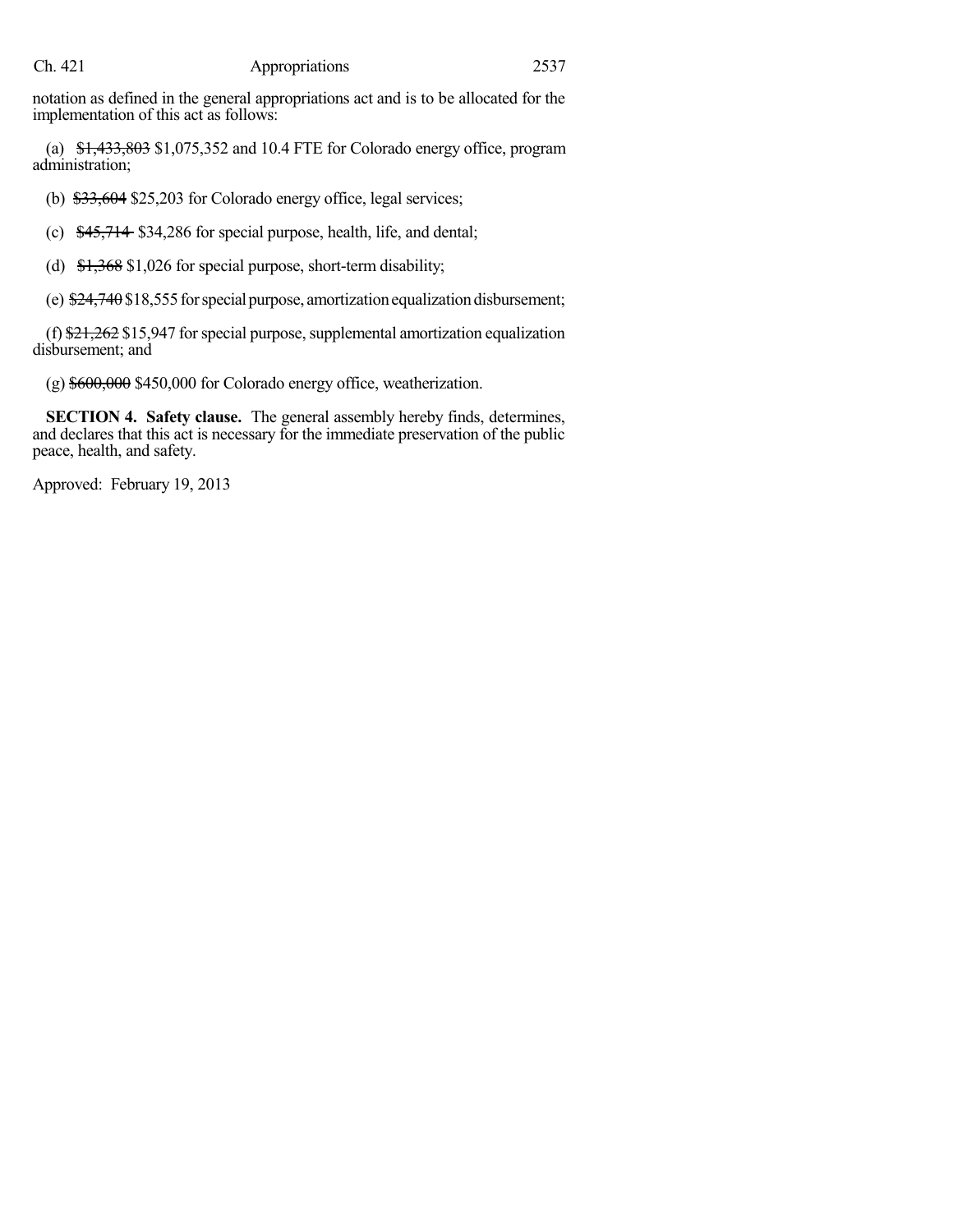notation as defined in the general appropriations act and is to be allocated for the implementation of this act as follows:

(a) ~~$1,433,803~~ $1,075,352 and 10.4 FTE for Colorado energy office, program administration;

(b) ~~$33,604~~ $25,203 for Colorado energy office, legal services;

(c) ~~$45,714~~ $34,286 for special purpose, health, life, and dental;

(d) ~~$1,368~~ $1,026 for special purpose, short-term disability;

(e) ~~$24,740~~ $18,555 for special purpose, amortization equalization disbursement;

(f) ~~$21,262~~ $15,947 for special purpose, supplemental amortization equalization disbursement; and

(g) ~~$600,000~~ $450,000 for Colorado energy office, weatherization.

**SECTION 4. Safety clause.** The general assembly hereby finds, determines, and declares that this act is necessary for the immediate preservation of the public peace, health, and safety.

Approved: February 19, 2013